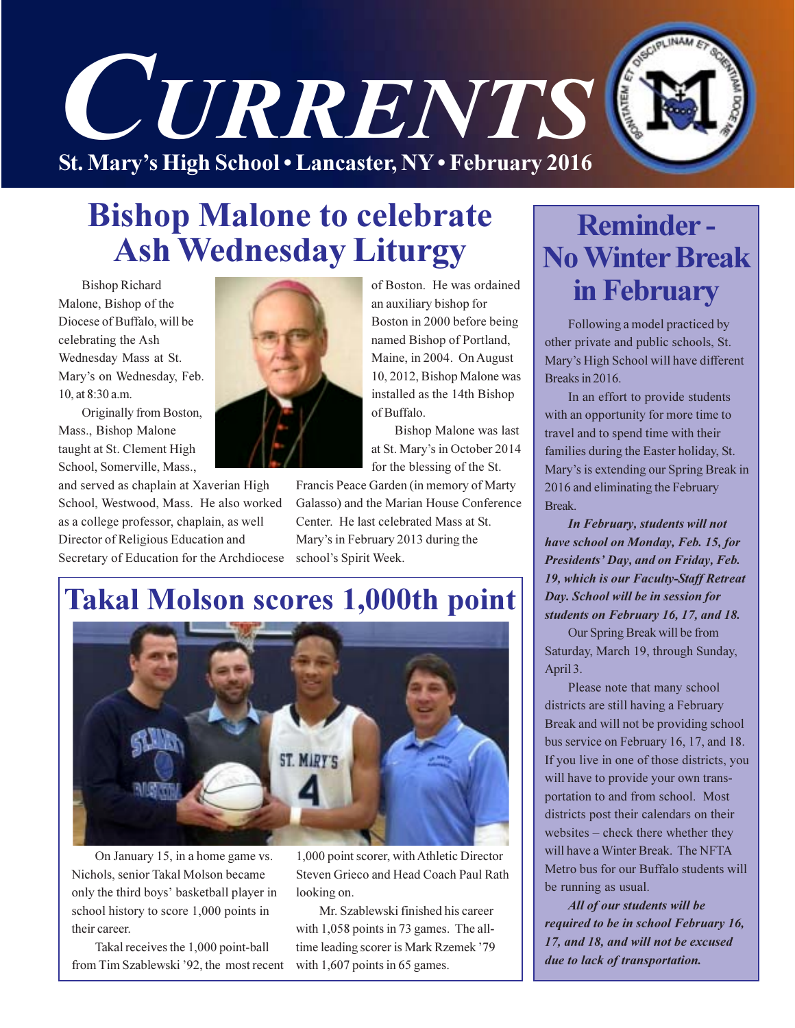# CURRENTS

St. Mary's High School • Lancaster, NY • February 2016

## Bishop Malone to celebrate Ash Wednesday Liturgy

Bishop Richard Malone, Bishop of the Diocese of Buffalo, will be celebrating the Ash Wednesday Mass at St. Mary's on Wednesday, Feb. 10, at 8:30 a.m.

Originally from Boston, Mass., Bishop Malone taught at St. Clement High School, Somerville, Mass., and served as chaplain at Xaverian High School, Westwood, Mass. He also worked as a college professor, chaplain, as well as Director of Religious Education and Secretary of Education for the Archdiocese of Boston. He was ordained an auxiliary bishop for Boston in 2000 before being named Bishop of Portland, Maine, in 2004. On August 10, 2012, Bishop Malone was installed as the 14th Bishop of Buffalo.

Bishop Malone was last at St. Mary's in October 2014 for the blessing of the St. Francis Peace Garden (in memory of Marty Galasso) and the Marian House Conference Center. He last celebrated Mass at St. Mary's in February 2013 during the school's Spirit Week.

## Takal Molson scores 1,000th point

On January 15, in a home game vs. Nichols, senior Takal Molson became only the third boys' basketball player in school history to score 1,000 points in their career.

Takal receives the 1,000 point-ball from Tim Szablewski '92, the most recent 1,000 point scorer, with Athletic Director Steven Grieco and Head Coach Paul Rath looking on.

Mr. Szablewski finished his career with 1,058 points in 73 games. The all-time leading scorer is Mark Rzemek '79 with 1,607 points in 65 games.

## Reminder - No Winter Break in February

Following a model practiced by other private and public schools, St. Mary's High School will have different Breaks in 2016.

In an effort to provide students with an opportunity for more time to travel and to spend time with their families during the Easter holiday, St. Mary's is extending our Spring Break in 2016 and eliminating the February Break.

***In February, students will not have school on Monday, Feb. 15, for Presidents' Day, and on Friday, Feb. 19, which is our Faculty-Staff Retreat Day. School will be in session for students on February 16, 17, and 18.***

Our Spring Break will be from Saturday, March 19, through Sunday, April 3.

Please note that many school districts are still having a February Break and will not be providing school bus service on February 16, 17, and 18. If you live in one of those districts, you will have to provide your own transportation to and from school. Most districts post their calendars on their websites – check there whether they will have a Winter Break. The NFTA Metro bus for our Buffalo students will be running as usual.

***All of our students will be required to be in school February 16, 17, and 18, and will not be excused due to lack of transportation.***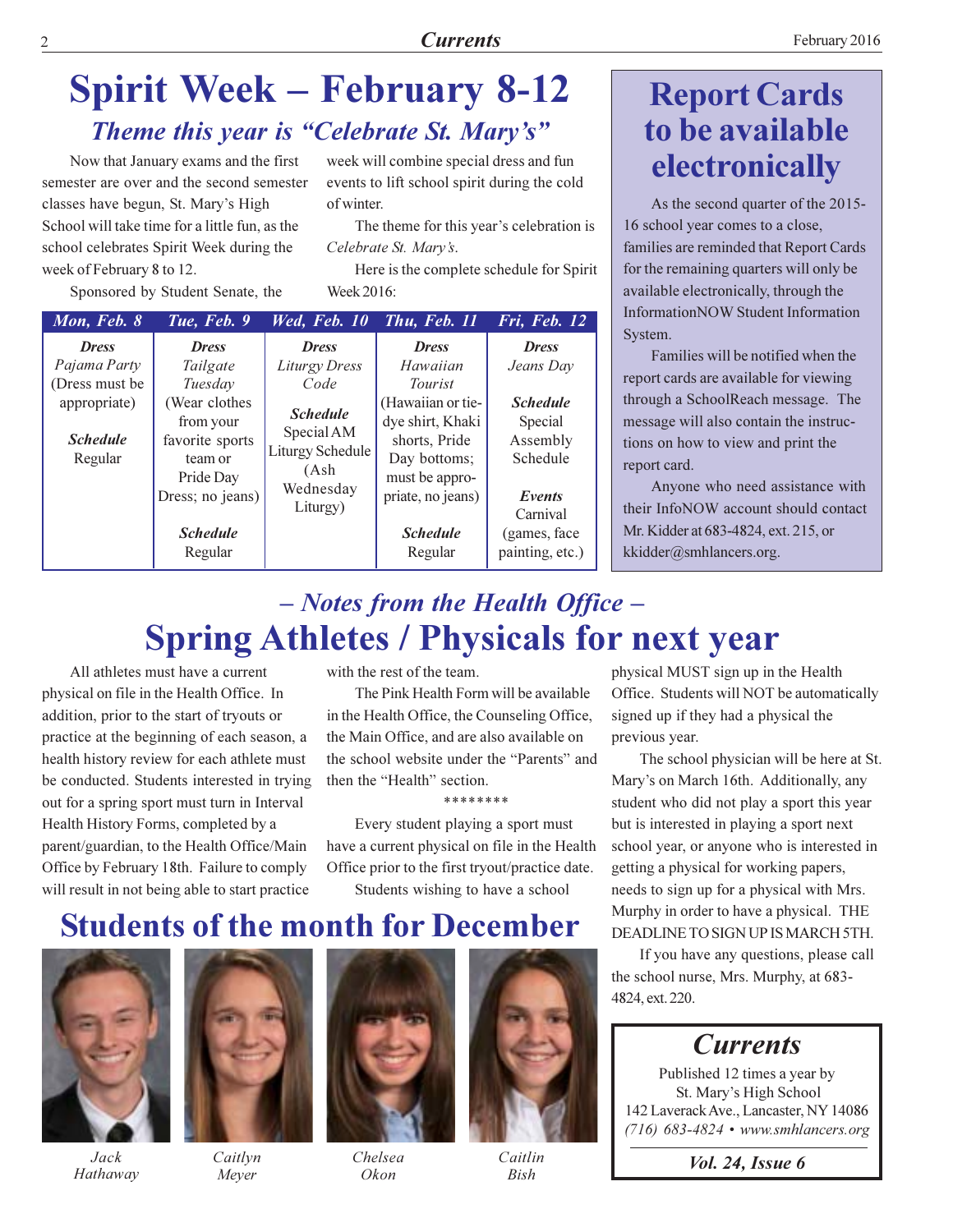# Spirit Week – February 8-12

## *Theme this year is "Celebrate St. Mary's"*

Now that January exams and the first semester are over and the second semester classes have begun, St. Mary's High School will take time for a little fun, as the school celebrates Spirit Week during the week of February 8 to 12.

Sponsored by Student Senate, the week will combine special dress and fun events to lift school spirit during the cold of winter.

The theme for this year's celebration is *Celebrate St. Mary's*.

Here is the complete schedule for Spirit Week 2016:

| *Mon, Feb. 8* | *Tue, Feb. 9* | *Wed, Feb. 10* | *Thu, Feb. 11* | *Fri, Feb. 12* |
|---|---|---|---|---|
| ***Dress*** *Pajama Party* (Dress must be appropriate) ***Schedule*** Regular | ***Dress*** *Tailgate Tuesday* (Wear clothes from your favorite sports team or Pride Day Dress; no jeans) ***Schedule*** Regular | ***Dress*** *Liturgy Dress Code* ***Schedule*** Special AM Liturgy Schedule (Ash Wednesday Liturgy) | ***Dress*** *Hawaiian Tourist* (Hawaiian or tie-dye shirt, Khaki shorts, Pride Day bottoms; must be appropriate, no jeans) ***Schedule*** Regular | ***Dress*** *Jeans Day* ***Schedule*** Special Assembly Schedule ***Events*** Carnival (games, face painting, etc.) |

# Report Cards to be available electronically

As the second quarter of the 2015-16 school year comes to a close, families are reminded that Report Cards for the remaining quarters will only be available electronically, through the InformationNOW Student Information System.

Families will be notified when the report cards are available for viewing through a SchoolReach message. The message will also contain the instructions on how to view and print the report card.

Anyone who need assistance with their InfoNOW account should contact Mr. Kidder at 683-4824, ext. 215, or kkidder@smhlancers.org.

## *– Notes from the Health Office –*

# Spring Athletes / Physicals for next year

All athletes must have a current physical on file in the Health Office. In addition, prior to the start of tryouts or practice at the beginning of each season, a health history review for each athlete must be conducted. Students interested in trying out for a spring sport must turn in Interval Health History Forms, completed by a parent/guardian, to the Health Office/Main Office by February 18th. Failure to comply will result in not being able to start practice with the rest of the team.

The Pink Health Form will be available in the Health Office, the Counseling Office, the Main Office, and are also available on the school website under the "Parents" and then the "Health" section.

********

Every student playing a sport must have a current physical on file in the Health Office prior to the first tryout/practice date.

Students wishing to have a school physical MUST sign up in the Health Office. Students will NOT be automatically signed up if they had a physical the previous year.

The school physician will be here at St. Mary's on March 16th. Additionally, any student who did not play a sport this year but is interested in playing a sport next school year, or anyone who is interested in getting a physical for working papers, needs to sign up for a physical with Mrs. Murphy in order to have a physical. THE DEADLINE TO SIGN UP IS MARCH 5TH.

If you have any questions, please call the school nurse, Mrs. Murphy, at 683-4824, ext. 220.

# Students of the month for December

*Jack Hathaway*

*Caitlyn Meyer*

*Chelsea Okon*

*Caitlin Bish*

## *Currents*

Published 12 times a year by
St. Mary's High School
142 Laverack Ave., Lancaster, NY 14086
*(716) 683-4824 • www.smhlancers.org*

***Vol. 24, Issue 6***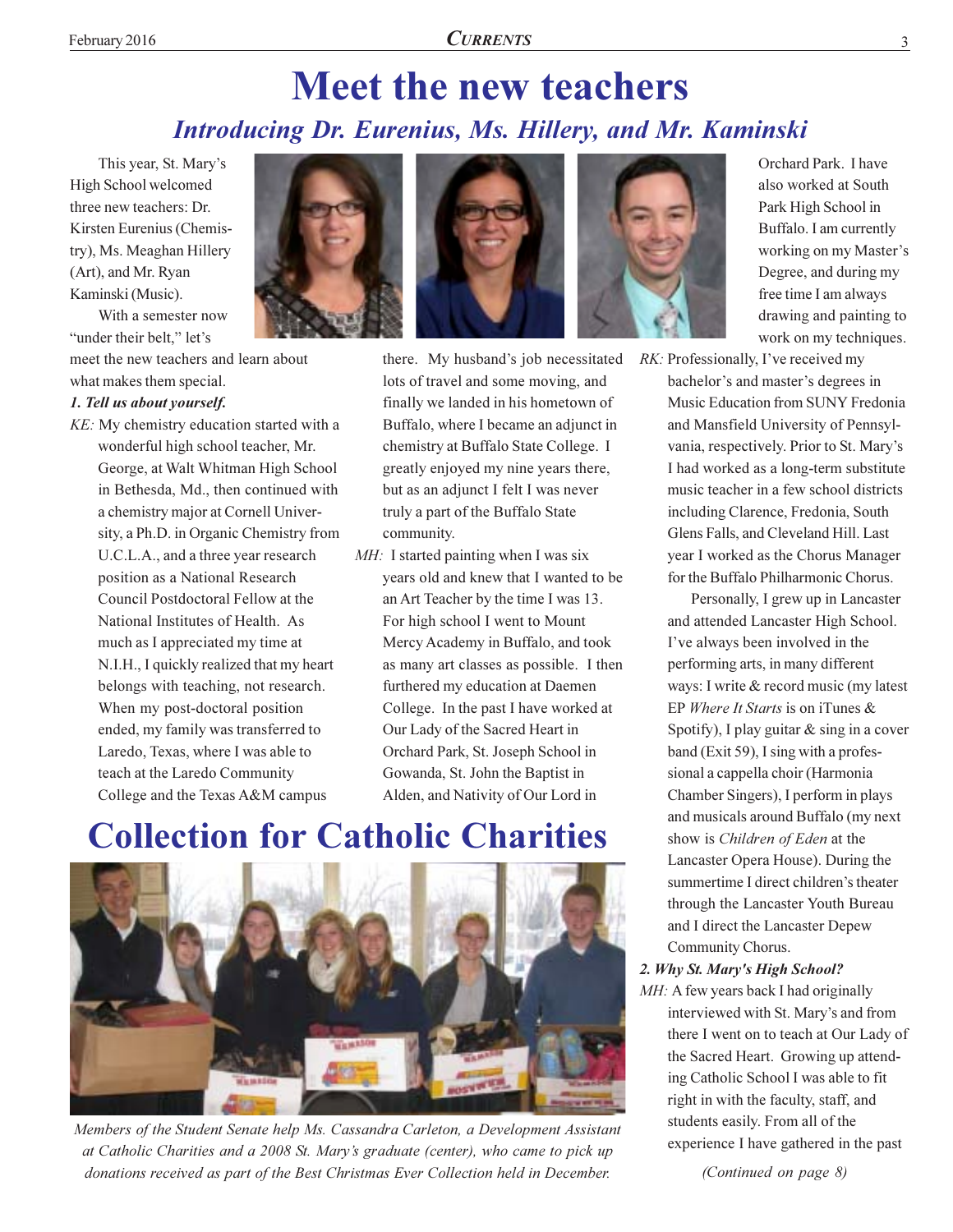# Meet the new teachers

## *Introducing Dr. Eurenius, Ms. Hillery, and Mr. Kaminski*

This year, St. Mary's High School welcomed three new teachers: Dr. Kirsten Eurenius (Chemistry), Ms. Meaghan Hillery (Art), and Mr. Ryan Kaminski (Music).

With a semester now "under their belt," let's meet the new teachers and learn about what makes them special.

***1. Tell us about yourself.***

*KE:* My chemistry education started with a wonderful high school teacher, Mr. George, at Walt Whitman High School in Bethesda, Md., then continued with a chemistry major at Cornell University, a Ph.D. in Organic Chemistry from U.C.L.A., and a three year research position as a National Research Council Postdoctoral Fellow at the National Institutes of Health. As much as I appreciated my time at N.I.H., I quickly realized that my heart belongs with teaching, not research. When my post-doctoral position ended, my family was transferred to Laredo, Texas, where I was able to teach at the Laredo Community College and the Texas A&M campus there. My husband's job necessitated lots of travel and some moving, and finally we landed in his hometown of Buffalo, where I became an adjunct in chemistry at Buffalo State College. I greatly enjoyed my nine years there, but as an adjunct I felt I was never truly a part of the Buffalo State community.

*MH:* I started painting when I was six years old and knew that I wanted to be an Art Teacher by the time I was 13. For high school I went to Mount Mercy Academy in Buffalo, and took as many art classes as possible. I then furthered my education at Daemen College. In the past I have worked at Our Lady of the Sacred Heart in Orchard Park, St. Joseph School in Gowanda, St. John the Baptist in Alden, and Nativity of Our Lord in Orchard Park. I have also worked at South Park High School in Buffalo. I am currently working on my Master's Degree, and during my free time I am always drawing and painting to work on my techniques.

*RK:* Professionally, I've received my bachelor's and master's degrees in Music Education from SUNY Fredonia and Mansfield University of Pennsylvania, respectively. Prior to St. Mary's I had worked as a long-term substitute music teacher in a few school districts including Clarence, Fredonia, South Glens Falls, and Cleveland Hill. Last year I worked as the Chorus Manager for the Buffalo Philharmonic Chorus.

Personally, I grew up in Lancaster and attended Lancaster High School. I've always been involved in the performing arts, in many different ways: I write & record music (my latest EP *Where It Starts* is on iTunes & Spotify), I play guitar & sing in a cover band (Exit 59), I sing with a professional a cappella choir (Harmonia Chamber Singers), I perform in plays and musicals around Buffalo (my next show is *Children of Eden* at the Lancaster Opera House). During the summertime I direct children's theater through the Lancaster Youth Bureau and I direct the Lancaster Depew Community Chorus.

***2. Why St. Mary's High School?***

*MH:* A few years back I had originally interviewed with St. Mary's and from there I went on to teach at Our Lady of the Sacred Heart. Growing up attending Catholic School I was able to fit right in with the faculty, staff, and students easily. From all of the experience I have gathered in the past

*(Continued on page 8)*

# Collection for Catholic Charities

*Members of the Student Senate help Ms. Cassandra Carleton, a Development Assistant at Catholic Charities and a 2008 St. Mary's graduate (center), who came to pick up donations received as part of the Best Christmas Ever Collection held in December.*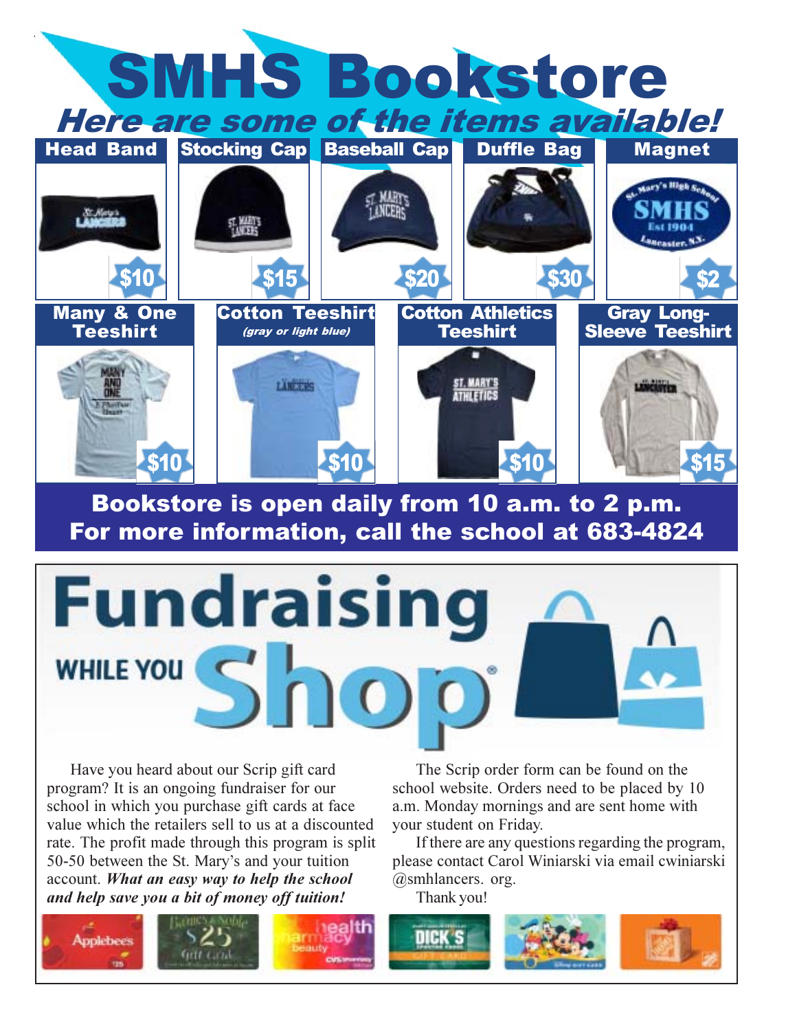# SMHS Bookstore

## *Here are some of the items available!*

| Item | Price |
|---|---|
| Head Band | $10 |
| Stocking Cap | $15 |
| Baseball Cap | $20 |
| Duffle Bag | $30 |
| Magnet | $2 |
| Many & One Teeshirt | $10 |
| Cotton Teeshirt *(gray or light blue)* | $10 |
| Cotton Athletics Teeshirt | $10 |
| Gray Long-Sleeve Teeshirt | $15 |

**Bookstore is open daily from 10 a.m. to 2 p.m.**
**For more information, call the school at 683-4824**

# Fundraising WHILE YOU Shop

Have you heard about our Scrip gift card program? It is an ongoing fundraiser for our school in which you purchase gift cards at face value which the retailers sell to us at a discounted rate. The profit made through this program is split 50-50 between the St. Mary's and your tuition account. ***What an easy way to help the school and help save you a bit of money off tuition!***

The Scrip order form can be found on the school website. Orders need to be placed by 10 a.m. Monday mornings and are sent home with your student on Friday.

If there are any questions regarding the program, please contact Carol Winiarski via email cwiniarski @smhlancers. org.

Thank you!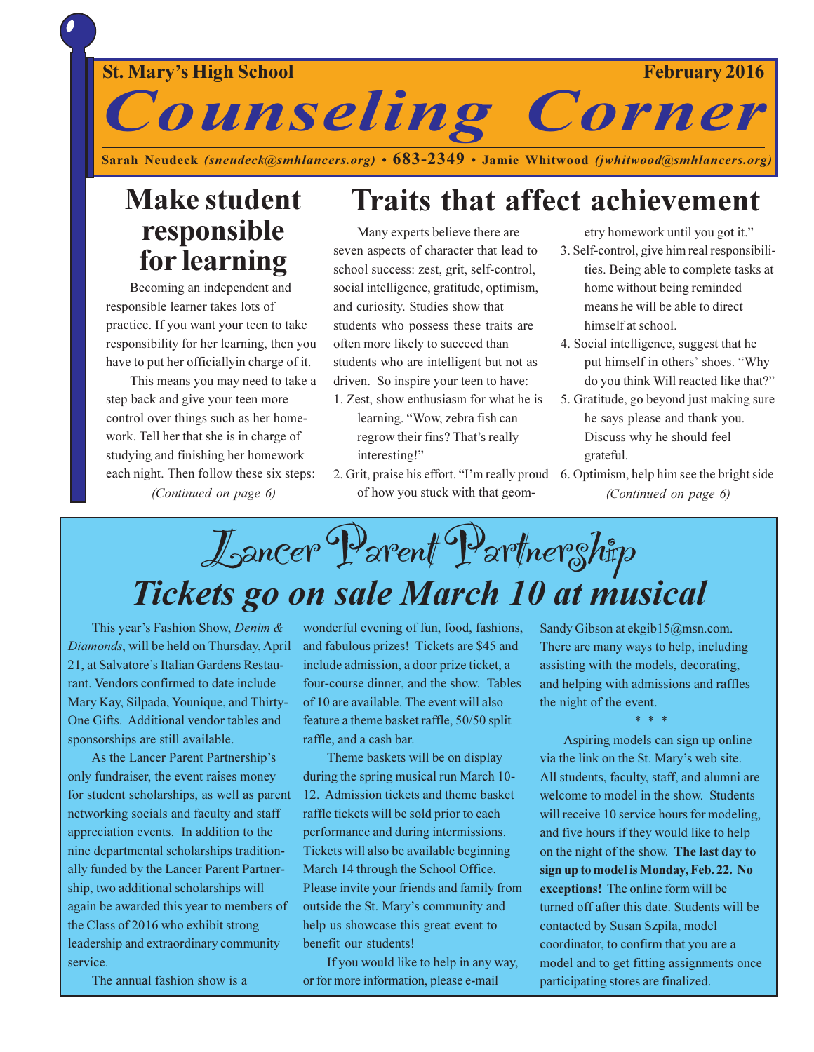St. Mary's High School — February 2016

# Counseling Corner

Sarah Neudeck *(sneudeck@smhlancers.org)* • 683-2349 • Jamie Whitwood *(jwhitwood@smhlancers.org)*

## Make student responsible for learning

Becoming an independent and responsible learner takes lots of practice. If you want your teen to take responsibility for her learning, then you have to put her officiallyin charge of it.

This means you may need to take a step back and give your teen more control over things such as her homework. Tell her that she is in charge of studying and finishing her homework each night. Then follow these six steps:

*(Continued on page 6)*

## Traits that affect achievement

Many experts believe there are seven aspects of character that lead to school success: zest, grit, self-control, social intelligence, gratitude, optimism, and curiosity. Studies show that students who possess these traits are often more likely to succeed than students who are intelligent but not as driven. So inspire your teen to have:

1. Zest, show enthusiasm for what he is learning. "Wow, zebra fish can regrow their fins? That's really interesting!"
2. Grit, praise his effort. "I'm really proud of how you stuck with that geometry homework until you got it."
3. Self-control, give him real responsibilities. Being able to complete tasks at home without being reminded means he will be able to direct himself at school.
4. Social intelligence, suggest that he put himself in others' shoes. "Why do you think Will reacted like that?"
5. Gratitude, go beyond just making sure he says please and thank you. Discuss why he should feel grateful.
6. Optimism, help him see the bright side

*(Continued on page 6)*

# Lancer Parent Partnership

## *Tickets go on sale March 10 at musical*

This year's Fashion Show, *Denim & Diamonds*, will be held on Thursday, April 21, at Salvatore's Italian Gardens Restaurant. Vendors confirmed to date include Mary Kay, Silpada, Younique, and Thirty-One Gifts. Additional vendor tables and sponsorships are still available.

As the Lancer Parent Partnership's only fundraiser, the event raises money for student scholarships, as well as parent networking socials and faculty and staff appreciation events. In addition to the nine departmental scholarships traditionally funded by the Lancer Parent Partnership, two additional scholarships will again be awarded this year to members of the Class of 2016 who exhibit strong leadership and extraordinary community service.

The annual fashion show is a wonderful evening of fun, food, fashions, and fabulous prizes! Tickets are $45 and include admission, a door prize ticket, a four-course dinner, and the show. Tables of 10 are available. The event will also feature a theme basket raffle, 50/50 split raffle, and a cash bar.

Theme baskets will be on display during the spring musical run March 10-12. Admission tickets and theme basket raffle tickets will be sold prior to each performance and during intermissions. Tickets will also be available beginning March 14 through the School Office. Please invite your friends and family from outside the St. Mary's community and help us showcase this great event to benefit our students!

If you would like to help in any way, or for more information, please e-mail Sandy Gibson at ekgib15@msn.com. There are many ways to help, including assisting with the models, decorating, and helping with admissions and raffles the night of the event.

\* \* \*

Aspiring models can sign up online via the link on the St. Mary's web site. All students, faculty, staff, and alumni are welcome to model in the show. Students will receive 10 service hours for modeling, and five hours if they would like to help on the night of the show. **The last day to sign up to model is Monday, Feb. 22. No exceptions!** The online form will be turned off after this date. Students will be contacted by Susan Szpila, model coordinator, to confirm that you are a model and to get fitting assignments once participating stores are finalized.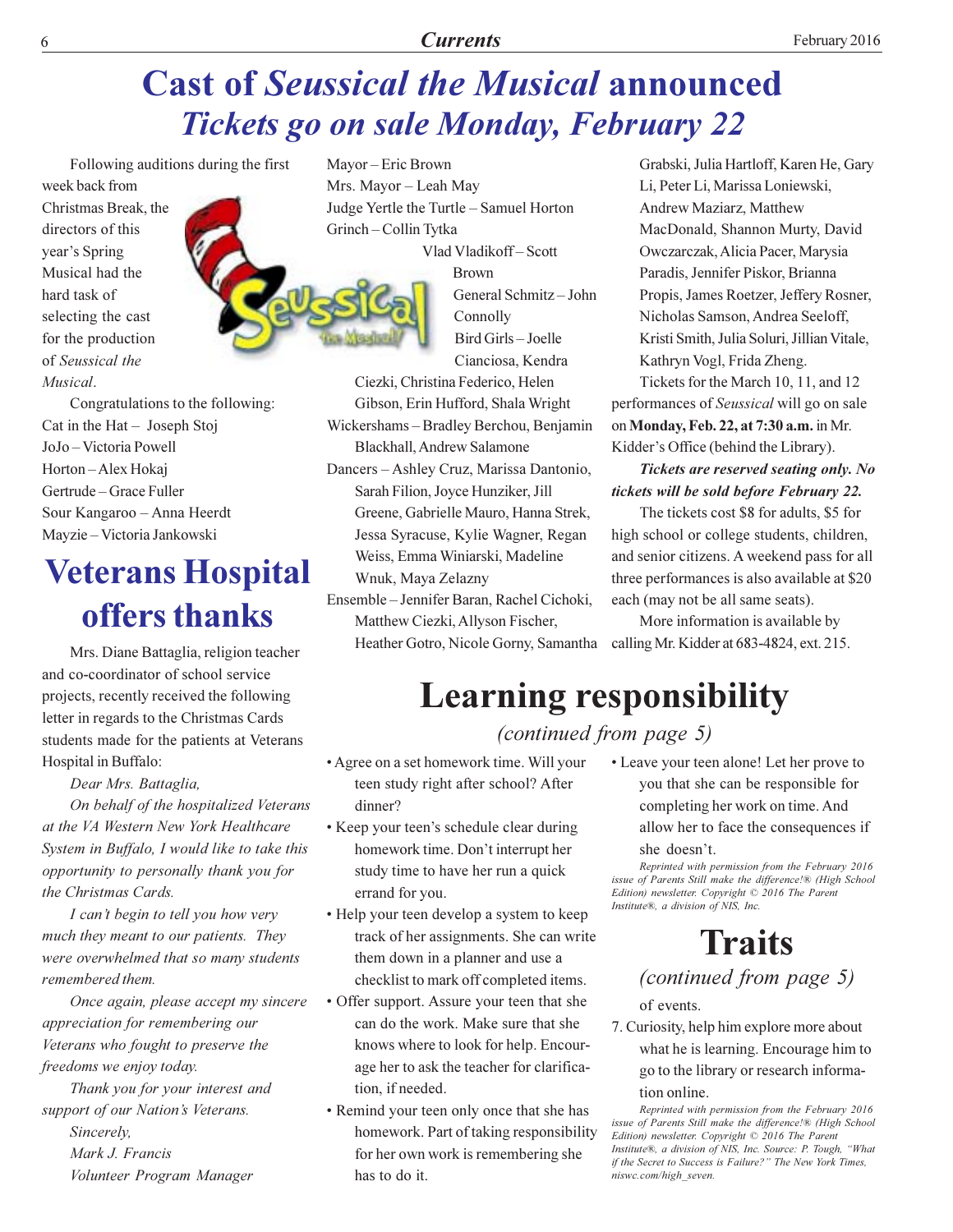# Cast of *Seussical the Musical* announced

## *Tickets go on sale Monday, February 22*

Following auditions during the first week back from Christmas Break, the directors of this year's Spring Musical had the hard task of selecting the cast for the production of *Seussical the Musical*.

Congratulations to the following:

Cat in the Hat – Joseph Stoj
JoJo – Victoria Powell
Horton – Alex Hokaj
Gertrude – Grace Fuller
Sour Kangaroo – Anna Heerdt
Mayzie – Victoria Jankowski
Mayor – Eric Brown
Mrs. Mayor – Leah May
Judge Yertle the Turtle – Samuel Horton
Grinch – Collin Tytka
Vlad Vladikoff – Scott Brown
General Schmitz – John Connolly
Bird Girls – Joelle Cianciosa, Kendra Ciezki, Christina Federico, Helen Gibson, Erin Hufford, Shala Wright
Wickershams – Bradley Berchou, Benjamin Blackhall, Andrew Salamone
Dancers – Ashley Cruz, Marissa Dantonio, Sarah Filion, Joyce Hunziker, Jill Greene, Gabrielle Mauro, Hanna Strek, Jessa Syracuse, Kylie Wagner, Regan Weiss, Emma Winiarski, Madeline Wnuk, Maya Zelazny
Ensemble – Jennifer Baran, Rachel Cichoki, Matthew Ciezki, Allyson Fischer, Heather Gotro, Nicole Gorny, Samantha Grabski, Julia Hartloff, Karen He, Gary Li, Peter Li, Marissa Loniewski, Andrew Maziarz, Matthew MacDonald, Shannon Murty, David Owczarczak, Alicia Pacer, Marysia Paradis, Jennifer Piskor, Brianna Propis, James Roetzer, Jeffery Rosner, Nicholas Samson, Andrea Seeloff, Kristi Smith, Julia Soluri, Jillian Vitale, Kathryn Vogl, Frida Zheng.

Tickets for the March 10, 11, and 12 performances of *Seussical* will go on sale on **Monday, Feb. 22, at 7:30 a.m.** in Mr. Kidder's Office (behind the Library).

***Tickets are reserved seating only. No tickets will be sold before February 22.***

The tickets cost $8 for adults, $5 for high school or college students, children, and senior citizens. A weekend pass for all three performances is also available at $20 each (may not be all same seats).

More information is available by calling Mr. Kidder at 683-4824, ext. 215.

# Veterans Hospital offers thanks

Mrs. Diane Battaglia, religion teacher and co-coordinator of school service projects, recently received the following letter in regards to the Christmas Cards students made for the patients at Veterans Hospital in Buffalo:

*Dear Mrs. Battaglia,*

*On behalf of the hospitalized Veterans at the VA Western New York Healthcare System in Buffalo, I would like to take this opportunity to personally thank you for the Christmas Cards.*

*I can't begin to tell you how very much they meant to our patients. They were overwhelmed that so many students remembered them.*

*Once again, please accept my sincere appreciation for remembering our Veterans who fought to preserve the freedoms we enjoy today.*

*Thank you for your interest and support of our Nation's Veterans.*

*Sincerely,*
*Mark J. Francis*
*Volunteer Program Manager*

# Learning responsibility

*(continued from page 5)*

- Agree on a set homework time. Will your teen study right after school? After dinner?
- Keep your teen's schedule clear during homework time. Don't interrupt her study time to have her run a quick errand for you.
- Help your teen develop a system to keep track of her assignments. She can write them down in a planner and use a checklist to mark off completed items.
- Offer support. Assure your teen that she can do the work. Make sure that she knows where to look for help. Encourage her to ask the teacher for clarification, if needed.
- Remind your teen only once that she has homework. Part of taking responsibility for her own work is remembering she has to do it.
- Leave your teen alone! Let her prove to you that she can be responsible for completing her work on time. And allow her to face the consequences if she doesn't.

*Reprinted with permission from the February 2016 issue of Parents Still make the difference!® (High School Edition) newsletter. Copyright © 2016 The Parent Institute®, a division of NIS, Inc.*

# Traits

*(continued from page 5)*

of events.

7. Curiosity, help him explore more about what he is learning. Encourage him to go to the library or research information online.

*Reprinted with permission from the February 2016 issue of Parents Still make the difference!® (High School Edition) newsletter. Copyright © 2016 The Parent Institute®, a division of NIS, Inc. Source: P. Tough, "What if the Secret to Success is Failure?" The New York Times, niswc.com/high_seven.*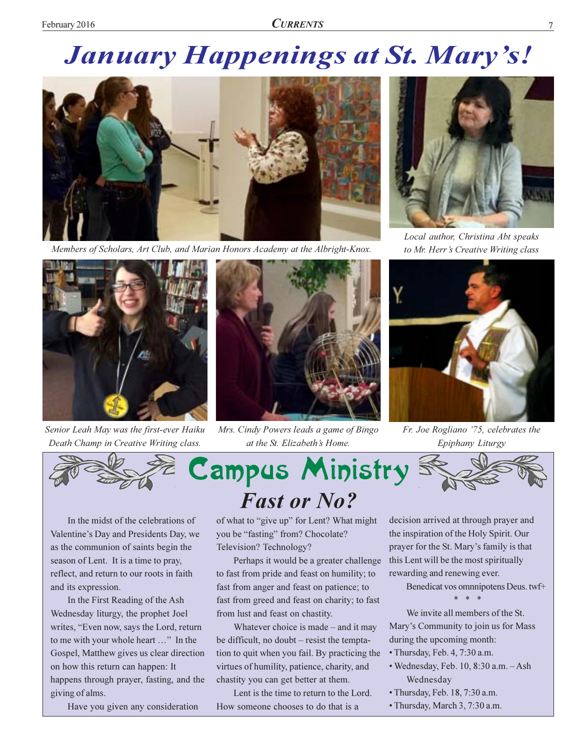# January Happenings at St. Mary's!

Members of Scholars, Art Club, and Marian Honors Academy at the Albright-Knox.

Local author, Christina Abt speaks to Mr. Herr's Creative Writing class

Senior Leah May was the first-ever Haiku Death Champ in Creative Writing class.

Mrs. Cindy Powers leads a game of Bingo at the St. Elizabeth's Home.

Fr. Joe Rogliano '75, celebrates the Epiphany Liturgy

## Campus Ministry

### Fast or No?

In the midst of the celebrations of Valentine's Day and Presidents Day, we as the communion of saints begin the season of Lent. It is a time to pray, reflect, and return to our roots in faith and its expression.

In the First Reading of the Ash Wednesday liturgy, the prophet Joel writes, "Even now, says the Lord, return to me with your whole heart …" In the Gospel, Matthew gives us clear direction on how this return can happen: It happens through prayer, fasting, and the giving of alms.

Have you given any consideration of what to "give up" for Lent? What might you be "fasting" from? Chocolate? Television? Technology?

Perhaps it would be a greater challenge to fast from pride and feast on humility; to fast from anger and feast on patience; to fast from greed and feast on charity; to fast from lust and feast on chastity.

Whatever choice is made – and it may be difficult, no doubt – resist the temptation to quit when you fail. By practicing the virtues of humility, patience, charity, and chastity you can get better at them.

Lent is the time to return to the Lord. How someone chooses to do that is a decision arrived at through prayer and the inspiration of the Holy Spirit. Our prayer for the St. Mary's family is that this Lent will be the most spiritually rewarding and renewing ever.

Benedicat vos omnnipotens Deus. twf+

\* \* \*

We invite all members of the St. Mary's Community to join us for Mass during the upcoming month:

- Thursday, Feb. 4, 7:30 a.m.
- Wednesday, Feb. 10, 8:30 a.m. – Ash Wednesday
- Thursday, Feb. 18, 7:30 a.m.
- Thursday, March 3, 7:30 a.m.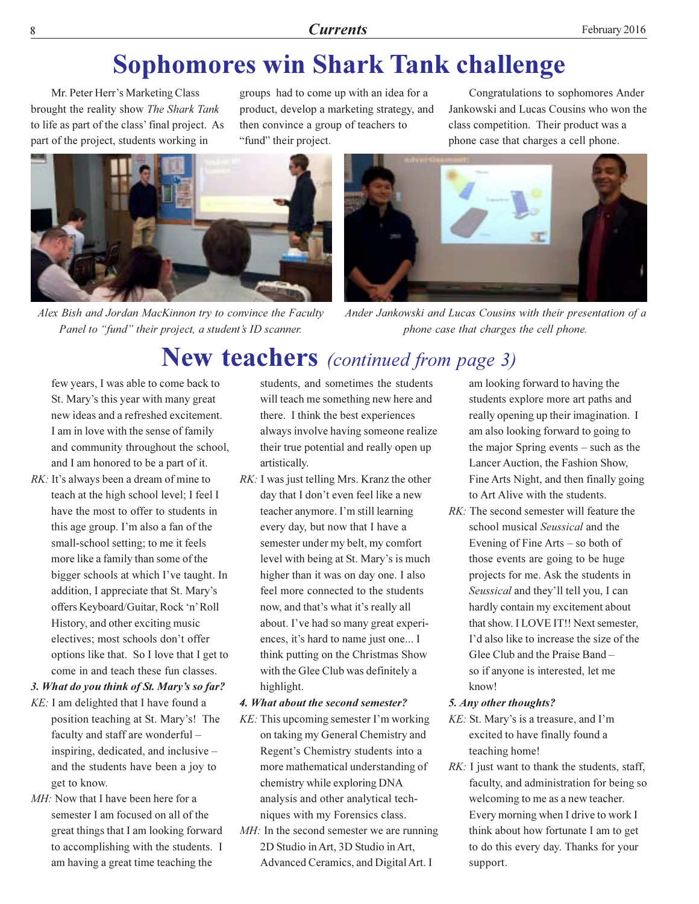# Sophomores win Shark Tank challenge

Mr. Peter Herr's Marketing Class brought the reality show *The Shark Tank* to life as part of the class' final project. As part of the project, students working in groups had to come up with an idea for a product, develop a marketing strategy, and then convince a group of teachers to "fund" their project.

Congratulations to sophomores Ander Jankowski and Lucas Cousins who won the class competition. Their product was a phone case that charges a cell phone.

*Alex Bish and Jordan MacKinnon try to convince the Faculty Panel to "fund" their project, a student's ID scanner.*

*Ander Jankowski and Lucas Cousins with their presentation of a phone case that charges the cell phone.*

# New teachers *(continued from page 3)*

few years, I was able to come back to St. Mary's this year with many great new ideas and a refreshed excitement. I am in love with the sense of family and community throughout the school, and I am honored to be a part of it.

*RK:* It's always been a dream of mine to teach at the high school level; I feel I have the most to offer to students in this age group. I'm also a fan of the small-school setting; to me it feels more like a family than some of the bigger schools at which I've taught. In addition, I appreciate that St. Mary's offers Keyboard/Guitar, Rock 'n' Roll History, and other exciting music electives; most schools don't offer options like that. So I love that I get to come in and teach these fun classes.

***3. What do you think of St. Mary's so far?***

*KE:* I am delighted that I have found a position teaching at St. Mary's! The faculty and staff are wonderful – inspiring, dedicated, and inclusive – and the students have been a joy to get to know.

*MH:* Now that I have been here for a semester I am focused on all of the great things that I am looking forward to accomplishing with the students. I am having a great time teaching the students, and sometimes the students will teach me something new here and there. I think the best experiences always involve having someone realize their true potential and really open up artistically.

*RK:* I was just telling Mrs. Kranz the other day that I don't even feel like a new teacher anymore. I'm still learning every day, but now that I have a semester under my belt, my comfort level with being at St. Mary's is much higher than it was on day one. I also feel more connected to the students now, and that's what it's really all about. I've had so many great experiences, it's hard to name just one... I think putting on the Christmas Show with the Glee Club was definitely a highlight.

***4. What about the second semester?***

*KE:* This upcoming semester I'm working on taking my General Chemistry and Regent's Chemistry students into a more mathematical understanding of chemistry while exploring DNA analysis and other analytical techniques with my Forensics class.

*MH:* In the second semester we are running 2D Studio in Art, 3D Studio in Art, Advanced Ceramics, and Digital Art. I am looking forward to having the students explore more art paths and really opening up their imagination. I am also looking forward to going to the major Spring events – such as the Lancer Auction, the Fashion Show, Fine Arts Night, and then finally going to Art Alive with the students.

*RK:* The second semester will feature the school musical *Seussical* and the Evening of Fine Arts – so both of those events are going to be huge projects for me. Ask the students in *Seussical* and they'll tell you, I can hardly contain my excitement about that show. I LOVE IT!! Next semester, I'd also like to increase the size of the Glee Club and the Praise Band – so if anyone is interested, let me know!

***5. Any other thoughts?***

*KE:* St. Mary's is a treasure, and I'm excited to have finally found a teaching home!

*RK:* I just want to thank the students, staff, faculty, and administration for being so welcoming to me as a new teacher. Every morning when I drive to work I think about how fortunate I am to get to do this every day. Thanks for your support.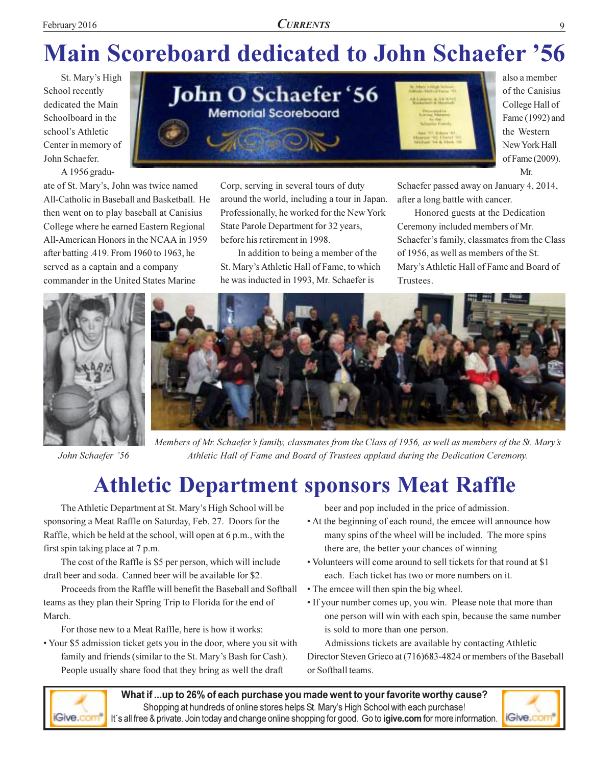# Main Scoreboard dedicated to John Schaefer '56

St. Mary's High School recently dedicated the Main Schoolboard in the school's Athletic Center in memory of John Schaefer.

A 1956 graduate of St. Mary's, John was twice named All-Catholic in Baseball and Basketball. He then went on to play baseball at Canisius College where he earned Eastern Regional All-American Honors in the NCAA in 1959 after batting .419. From 1960 to 1963, he served as a captain and a company commander in the United States Marine Corp, serving in several tours of duty around the world, including a tour in Japan. Professionally, he worked for the New York State Parole Department for 32 years, before his retirement in 1998.

In addition to being a member of the St. Mary's Athletic Hall of Fame, to which he was inducted in 1993, Mr. Schaefer is also a member of the Canisius College Hall of Fame (1992) and the Western New York Hall of Fame (2009).

Mr. Schaefer passed away on January 4, 2014, after a long battle with cancer.

Honored guests at the Dedication Ceremony included members of Mr. Schaefer's family, classmates from the Class of 1956, as well as members of the St. Mary's Athletic Hall of Fame and Board of Trustees.

*John Schaefer '56*

*Members of Mr. Schaefer's family, classmates from the Class of 1956, as well as members of the St. Mary's Athletic Hall of Fame and Board of Trustees applaud during the Dedication Ceremony.*

# Athletic Department sponsors Meat Raffle

The Athletic Department at St. Mary's High School will be sponsoring a Meat Raffle on Saturday, Feb. 27. Doors for the Raffle, which be held at the school, will open at 6 p.m., with the first spin taking place at 7 p.m.

The cost of the Raffle is $5 per person, which will include draft beer and soda. Canned beer will be available for $2.

Proceeds from the Raffle will benefit the Baseball and Softball teams as they plan their Spring Trip to Florida for the end of March.

For those new to a Meat Raffle, here is how it works:

- Your $5 admission ticket gets you in the door, where you sit with family and friends (similar to the St. Mary's Bash for Cash). People usually share food that they bring as well the draft beer and pop included in the price of admission.
- At the beginning of each round, the emcee will announce how many spins of the wheel will be included. The more spins there are, the better your chances of winning
- Volunteers will come around to sell tickets for that round at $1 each. Each ticket has two or more numbers on it.
- The emcee will then spin the big wheel.
- If your number comes up, you win. Please note that more than one person will win with each spin, because the same number is sold to more than one person.

Admissions tickets are available by contacting Athletic Director Steven Grieco at (716)683-4824 or members of the Baseball or Softball teams.

**What if ...up to 26% of each purchase you made went to your favorite worthy cause?**
Shopping at hundreds of online stores helps St. Mary's High School with each purchase!
It's all free & private. Join today and change online shopping for good. Go to **igive.com** for more information.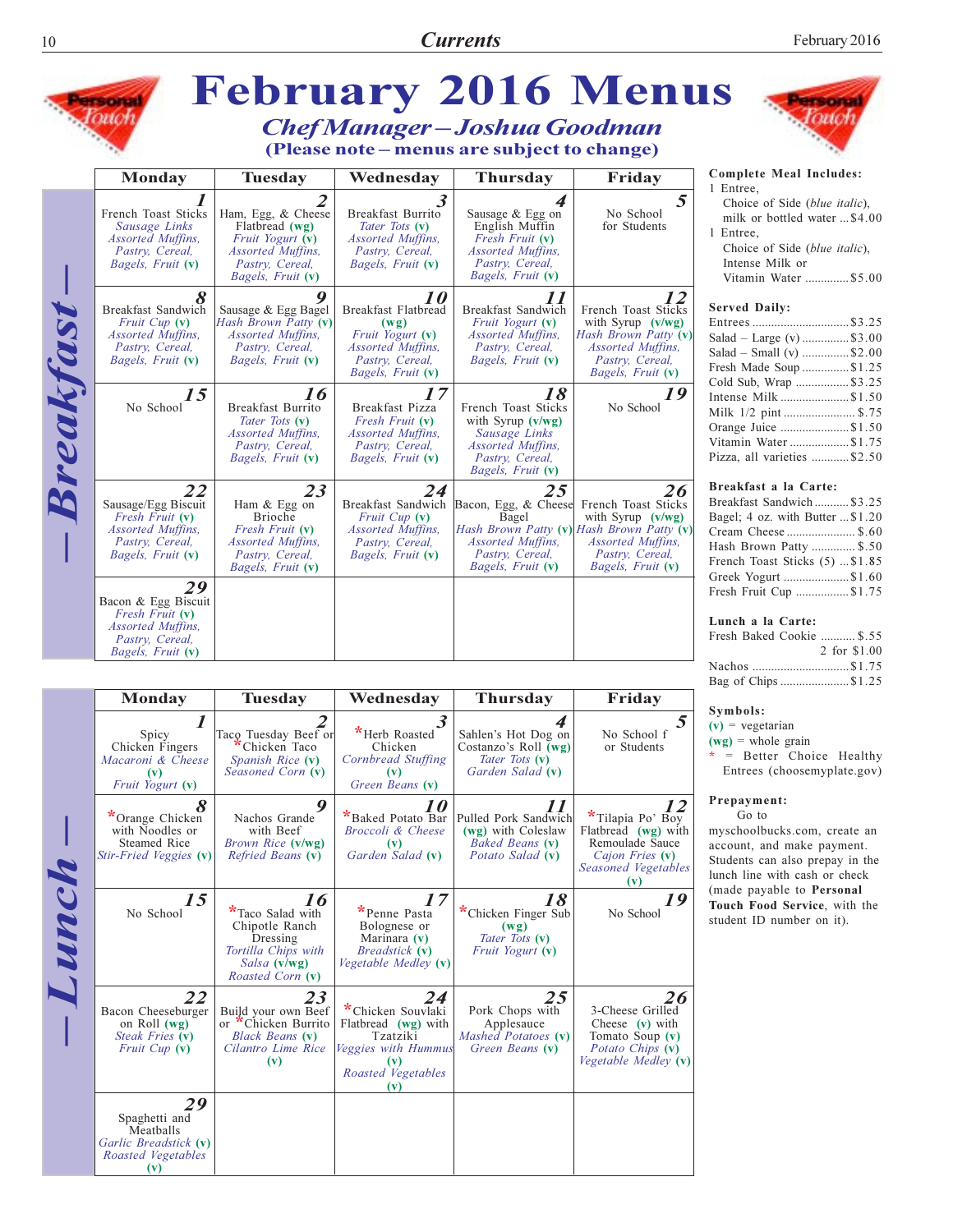# February 2016 Menus

## Chef Manager – Joshua Goodman

**(Please note – menus are subject to change)**

## Breakfast

| Monday | Tuesday | Wednesday | Thursday | Friday |
|---|---|---|---|---|
| **1** French Toast Sticks *Sausage Links* *Assorted Muffins, Pastry, Cereal, Bagels, Fruit* **(v)** | **2** Ham, Egg, & Cheese Flatbread **(wg)** *Fruit Yogurt* **(v)** *Assorted Muffins, Pastry, Cereal, Bagels, Fruit* **(v)** | **3** Breakfast Burrito *Tater Tots* **(v)** *Assorted Muffins, Pastry, Cereal, Bagels, Fruit* **(v)** | **4** Sausage & Egg on English Muffin *Fresh Fruit* **(v)** *Assorted Muffins, Pastry, Cereal, Bagels, Fruit* **(v)** | **5** No School for Students |
| **8** Breakfast Sandwich *Fruit Cup* **(v)** *Assorted Muffins, Pastry, Cereal, Bagels, Fruit* **(v)** | **9** Sausage & Egg Bagel *Hash Brown Patty* **(v)** *Assorted Muffins, Pastry, Cereal, Bagels, Fruit* **(v)** | **10** Breakfast Flatbread **(wg)** *Fruit Yogurt* **(v)** *Assorted Muffins, Pastry, Cereal, Bagels, Fruit* **(v)** | **11** Breakfast Sandwich *Fruit Yogurt* **(v)** *Assorted Muffins, Pastry, Cereal, Bagels, Fruit* **(v)** | **12** French Toast Sticks with Syrup **(v/wg)** *Hash Brown Patty* **(v)** *Assorted Muffins, Pastry, Cereal, Bagels, Fruit* **(v)** |
| **15** No School | **16** Breakfast Burrito *Tater Tots* **(v)** *Assorted Muffins, Pastry, Cereal, Bagels, Fruit* **(v)** | **17** Breakfast Pizza *Fresh Fruit* **(v)** *Assorted Muffins, Pastry, Cereal, Bagels, Fruit* **(v)** | **18** French Toast Sticks with Syrup **(v/wg)** *Sausage Links* *Assorted Muffins, Pastry, Cereal, Bagels, Fruit* **(v)** | **19** No School |
| **22** Sausage/Egg Biscuit *Fresh Fruit* **(v)** *Assorted Muffins, Pastry, Cereal, Bagels, Fruit* **(v)** | **23** Ham & Egg on Brioche *Fresh Fruit* **(v)** *Assorted Muffins, Pastry, Cereal, Bagels, Fruit* **(v)** | **24** Breakfast Sandwich *Fruit Cup* **(v)** *Assorted Muffins, Pastry, Cereal, Bagels, Fruit* **(v)** | **25** Bacon, Egg, & Cheese Bagel *Hash Brown Patty* **(v)** *Assorted Muffins, Pastry, Cereal, Bagels, Fruit* **(v)** | **26** French Toast Sticks with Syrup **(v/wg)** *Hash Brown Patty* **(v)** *Assorted Muffins, Pastry, Cereal, Bagels, Fruit* **(v)** |
| **29** Bacon & Egg Biscuit *Fresh Fruit* **(v)** *Assorted Muffins, Pastry, Cereal, Bagels, Fruit* **(v)** | | | | |

## Lunch

| Monday | Tuesday | Wednesday | Thursday | Friday |
|---|---|---|---|---|
| **1** Spicy Chicken Fingers *Macaroni & Cheese* **(v)** *Fruit Yogurt* **(v)** | **2** Taco Tuesday Beef or *Chicken Taco *Spanish Rice* **(v)** *Seasoned Corn* **(v)** | **3** *Herb Roasted Chicken *Cornbread Stuffing* **(v)** *Green Beans* **(v)** | **4** Sahlen's Hot Dog on Costanzo's Roll **(wg)** *Tater Tots* **(v)** *Garden Salad* **(v)** | **5** No School for Students |
| **8** *Orange Chicken with Noodles or Steamed Rice *Stir-Fried Veggies* **(v)** | **9** Nachos Grande with Beef *Brown Rice* **(v/wg)** *Refried Beans* **(v)** | **10** *Baked Potato Bar *Broccoli & Cheese* **(v)** *Garden Salad* **(v)** | **11** Pulled Pork Sandwich **(wg)** with Coleslaw *Baked Beans* **(v)** *Potato Salad* **(v)** | **12** *Tilapia Po' Boy Flatbread **(wg)** with Remoulade Sauce *Cajon Fries* **(v)** *Seasoned Vegetables* **(v)** |
| **15** No School | **16** *Taco Salad with Chipotle Ranch Dressing *Tortilla Chips with Salsa* **(v/wg)** *Roasted Corn* **(v)** | **17** *Penne Pasta Bolognese or Marinara **(v)** *Breadstick* **(v)** *Vegetable Medley* **(v)** | **18** *Chicken Finger Sub **(wg)** *Tater Tots* **(v)** *Fruit Yogurt* **(v)** | **19** No School |
| **22** Bacon Cheeseburger on Roll **(wg)** *Steak Fries* **(v)** *Fruit Cup* **(v)** | **23** Build your own Beef or *Chicken Burrito *Black Beans* **(v)** *Cilantro Lime Rice* **(v)** | **24** *Chicken Souvlaki Flatbread **(wg)** with Tzatziki *Veggies with Hummus* **(v)** *Roasted Vegetables* **(v)** | **25** Pork Chops with Applesauce *Mashed Potatoes* **(v)** *Green Beans* **(v)** | **26** 3-Cheese Grilled Cheese **(v)** with Tomato Soup **(v)** *Potato Chips* **(v)** *Vegetable Medley* **(v)** |
| **29** Spaghetti and Meatballs *Garlic Breadstick* **(v)** *Roasted Vegetables* **(v)** | | | | |

**Complete Meal Includes:**

1 Entree, Choice of Side (*blue italic*), milk or bottled water ... $4.00

1 Entree, Choice of Side (*blue italic*), Intense Milk or Vitamin Water ............. $5.00

**Served Daily:**

- Entrees ............................... $3.25
- Salad – Large (v) .............. $3.00
- Salad – Small (v) .............. $2.00
- Fresh Made Soup ............... $1.25
- Cold Sub, Wrap ................. $3.25
- Intense Milk ...................... $1.50
- Milk 1/2 pint ...................... $.75
- Orange Juice ...................... $1.50
- Vitamin Water .................. $1.75
- Pizza, all varieties ........... $2.50

**Breakfast a la Carte:**

- Breakfast Sandwich........... $3.25
- Bagel; 4 oz. with Butter ... $1.20
- Cream Cheese ..................... $.60
- Hash Brown Patty ............. $.50
- French Toast Sticks (5) ... $1.85
- Greek Yogurt ..................... $1.60
- Fresh Fruit Cup ................ $1.75

**Lunch a la Carte:**

- Fresh Baked Cookie ........... $.55, 2 for $1.00
- Nachos ............................... $1.75
- Bag of Chips ...................... $1.25

**Symbols:**

(v) = vegetarian

(wg) = whole grain

\* = Better Choice Healthy Entrees (choosemyplate.gov)

**Prepayment:**

Go to myschoolbucks.com, create an account, and make payment. Students can also prepay in the lunch line with cash or check (made payable to **Personal Touch Food Service**, with the student ID number on it).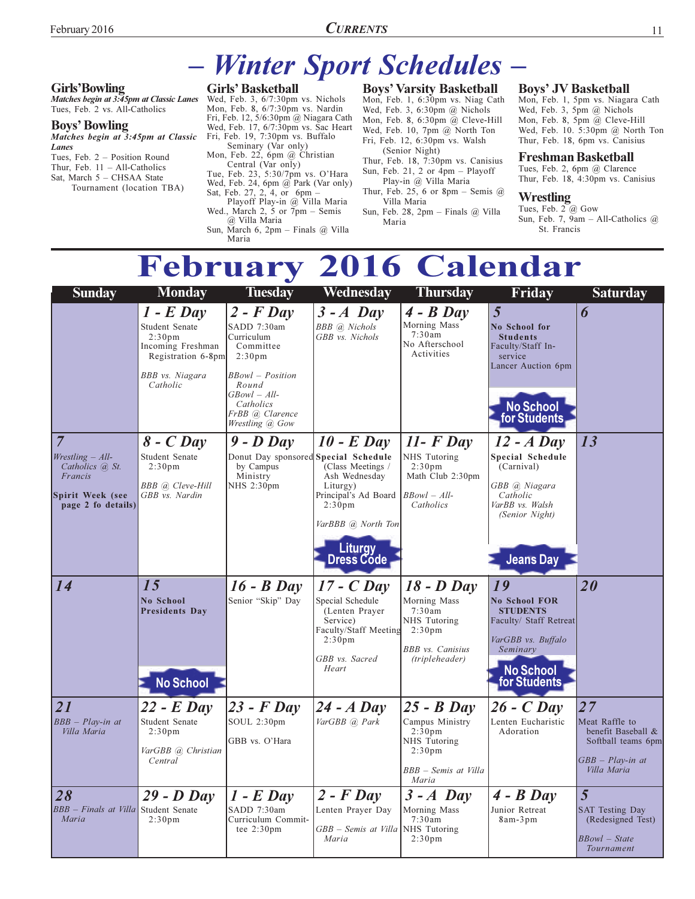# – Winter Sport Schedules –

## Girls' Bowling

*Matches begin at 3:45pm at Classic Lanes*

Tues, Feb. 2 vs. All-Catholics

## Boys' Bowling

*Matches begin at 3:45pm at Classic Lanes*

Tues, Feb. 2 – Position Round
Thur, Feb. 11 – All-Catholics
Sat, March 5 – CHSAA State Tournament (location TBA)

## Girls' Basketball

Wed, Feb. 3, 6/7:30pm vs. Nichols
Mon, Feb. 8, 6/7:30pm vs. Nardin
Fri, Feb. 12, 5/6:30pm @ Niagara Cath
Wed, Feb. 17, 6/7:30pm vs. Sac Heart
Fri, Feb. 19, 7:30pm vs. Buffalo Seminary (Var only)
Mon, Feb. 22, 6pm @ Christian Central (Var only)
Tue, Feb. 23, 5:30/7pm vs. O'Hara
Wed, Feb. 24, 6pm @ Park (Var only)
Sat, Feb. 27, 2, 4, or 6pm – Playoff Play-in @ Villa Maria
Wed., March 2, 5 or 7pm – Semis @ Villa Maria
Sun, March 6, 2pm – Finals @ Villa Maria

## Boys' Varsity Basketball

Mon, Feb. 1, 6:30pm vs. Niag Cath
Wed, Feb. 3, 6:30pm @ Nichols
Mon, Feb. 8, 6:30pm @ Cleve-Hill
Wed, Feb. 10, 7pm @ North Ton
Fri, Feb. 12, 6:30pm vs. Walsh (Senior Night)
Thur, Feb. 18, 7:30pm vs. Canisius
Sun, Feb. 21, 2 or 4pm – Playoff Play-in @ Villa Maria
Thur, Feb. 25, 6 or 8pm – Semis @ Villa Maria
Sun, Feb. 28, 2pm – Finals @ Villa Maria

## Boys' JV Basketball

Mon, Feb. 1, 5pm vs. Niagara Cath
Wed, Feb. 3, 5pm @ Nichols
Mon, Feb. 8, 5pm @ Cleve-Hill
Wed, Feb. 10. 5:30pm @ North Ton
Thur, Feb. 18, 6pm vs. Canisius

## Freshman Basketball

Tues, Feb. 2, 6pm @ Clarence
Thur, Feb. 18, 4:30pm vs. Canisius

## Wrestling

Tues, Feb. 2 @ Gow
Sun, Feb. 7, 9am – All-Catholics @ St. Francis

# February 2016 Calendar

| Sunday | Monday | Tuesday | Wednesday | Thursday | Friday | Saturday |
|---|---|---|---|---|---|---|
| | **1 - E Day**<br>Student Senate 2:30pm<br>Incoming Freshman Registration 6-8pm<br>*BBB vs. Niagara Catholic* | **2 - F Day**<br>SADD 7:30am<br>Curriculum Committee 2:30pm<br>*BBowl – Position Round*<br>*GBowl – All-Catholics*<br>*FrBB @ Clarence*<br>*Wrestling @ Gow* | **3 - A Day**<br>*BBB @ Nichols*<br>*GBB vs. Nichols* | **4 - B Day**<br>Morning Mass 7:30am<br>No Afterschool Activities | **5**<br>**No School for Students**<br>Faculty/Staff In-service<br>Lancer Auction 6pm<br>**No School for Students** | **6** |
| **7**<br>*Wrestling – All-Catholics @ St. Francis*<br>**Spirit Week (see page 2 fo details)** | **8 - C Day**<br>Student Senate 2:30pm<br>*BBB @ Cleve-Hill*<br>*GBB vs. Nardin* | **9 - D Day**<br>Donut Day sponsored by Campus Ministry<br>NHS 2:30pm | **10 - E Day**<br>**Special Schedule** (Class Meetings / Ash Wednesday Liturgy)<br>Principal's Ad Board 2:30pm<br>*VarBBB @ North Ton*<br>**Liturgy Dress Code** | **11- F Day**<br>NHS Tutoring 2:30pm<br>Math Club 2:30pm<br>*BBowl – All-Catholics* | **12 - A Day**<br>**Special Schedule** (Carnival)<br>*GBB @ Niagara Catholic*<br>*VarBB vs. Walsh (Senior Night)*<br>**Jeans Day** | **13** |
| **14** | **15**<br>**No School Presidents Day**<br>**No School** | **16 - B Day**<br>Senior "Skip" Day | **17 - C Day**<br>Special Schedule (Lenten Prayer Service)<br>Faculty/Staff Meeting 2:30pm<br>*GBB vs. Sacred Heart* | **18 - D Day**<br>Morning Mass 7:30am<br>NHS Tutoring 2:30pm<br>*BBB vs. Canisius (tripleheader)* | **19**<br>**No School FOR STUDENTS**<br>Faculty/ Staff Retreat<br>*VarGBB vs. Buffalo Seminary*<br>**No School for Students** | **20** |
| **21**<br>*BBB – Play-in at Villa Maria* | **22 - E Day**<br>Student Senate 2:30pm<br>*VarGBB @ Christian Central* | **23 - F Day**<br>SOUL 2:30pm<br>GBB vs. O'Hara | **24 - A Day**<br>*VarGBB @ Park* | **25 - B Day**<br>Campus Ministry 2:30pm<br>NHS Tutoring 2:30pm<br>*BBB – Semis at Villa Maria* | **26 - C Day**<br>Lenten Eucharistic Adoration | **27**<br>Meat Raffle to benefit Baseball & Softball teams 6pm<br>*GBB – Play-in at Villa Maria* |
| **28**<br>*BBB – Finals at Villa Maria* | **29 - D Day**<br>Student Senate 2:30pm | **1 - E Day**<br>SADD 7:30am<br>Curriculum Committee 2:30pm | **2 - F Day**<br>Lenten Prayer Day<br>*GBB – Semis at Villa Maria* | **3 - A Day**<br>Morning Mass 7:30am<br>NHS Tutoring 2:30pm | **4 - B Day**<br>Junior Retreat 8am-3pm | **5**<br>SAT Testing Day (Redesigned Test)<br>*BBowl – State Tournament* |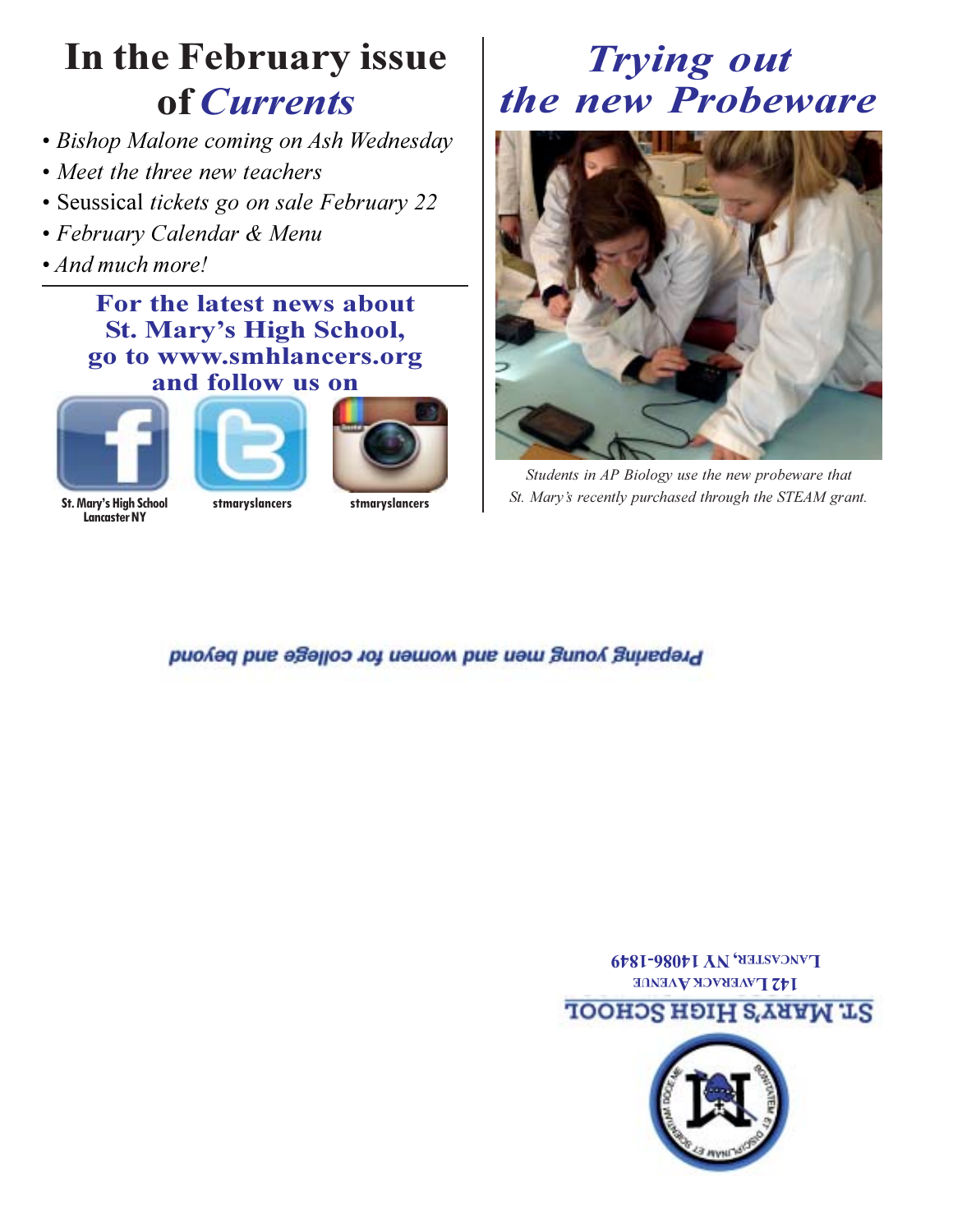# In the February issue of *Currents*

- *Bishop Malone coming on Ash Wednesday*
- *Meet the three new teachers*
- Seussical *tickets go on sale February 22*
- *February Calendar & Menu*
- *And much more!*

**For the latest news about St. Mary's High School, go to www.smhlancers.org and follow us on**

St. Mary's High School Lancaster NY

stmaryslancers

stmaryslancers

# *Trying out the new Probeware*

*Students in AP Biology use the new probeware that St. Mary's recently purchased through the STEAM grant.*

Preparing young men and women for college and beyond

ST. MARY'S HIGH SCHOOL
142 LAVERACK AVENUE
LANCASTER, NY 14086-1849